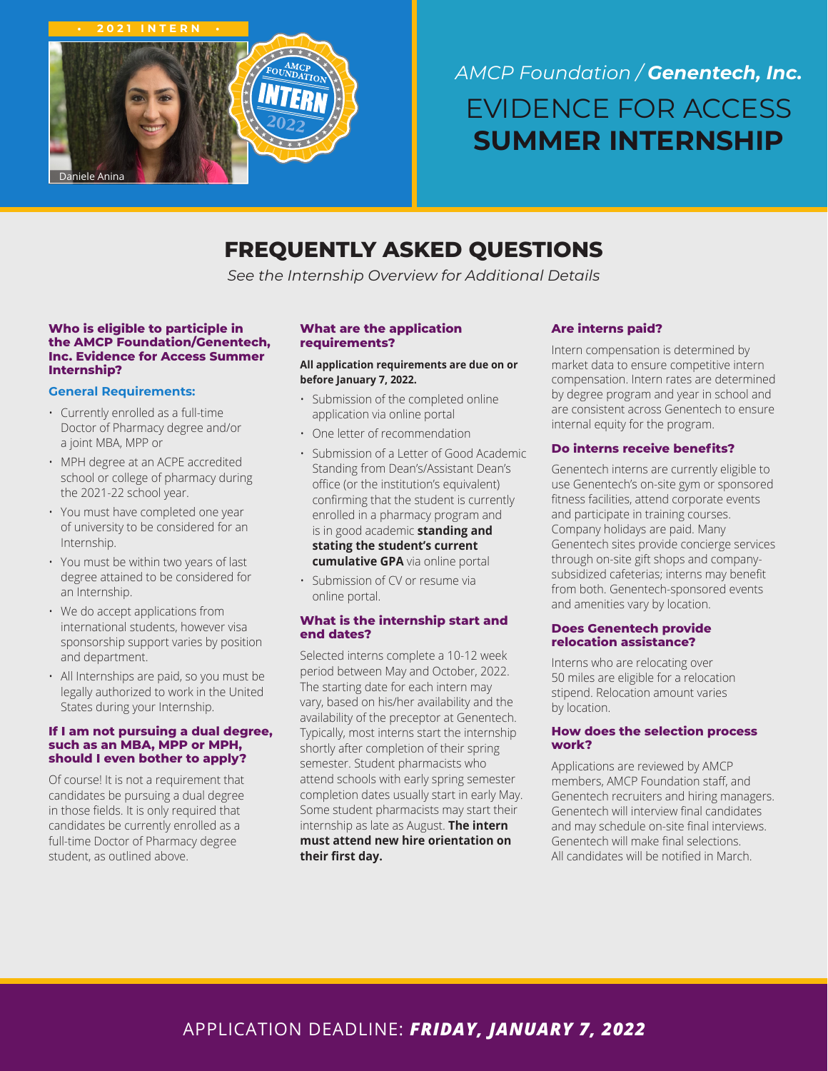• 2021 INTERN •

Daniele Anina

*AMCP Foundation / **Genentech, Inc.***

# EVIDENCE FOR ACCESS **SUMMER INTERNSHIP**

## FREQUENTLY ASKED QUESTIONS

*See the Internship Overview for Additional Details*

### Who is eligible to participate in the AMCP Foundation/Genentech, Inc. Evidence for Access Summer Internship?

**General Requirements:**

- Currently enrolled as a full-time Doctor of Pharmacy degree and/or a joint MBA, MPP or
- MPH degree at an ACPE accredited school or college of pharmacy during the 2021-22 school year.
- You must have completed one year of university to be considered for an Internship.
- You must be within two years of last degree attained to be considered for an Internship.
- We do accept applications from international students, however visa sponsorship support varies by position and department.
- All Internships are paid, so you must be legally authorized to work in the United States during your Internship.

### If I am not pursuing a dual degree, such as an MBA, MPP or MPH, should I even bother to apply?

Of course! It is not a requirement that candidates be pursuing a dual degree in those fields. It is only required that candidates be currently enrolled as a full-time Doctor of Pharmacy degree student, as outlined above.

### What are the application requirements?

**All application requirements are due on or before January 7, 2022.**

- Submission of the completed online application via online portal
- One letter of recommendation
- Submission of a Letter of Good Academic Standing from Dean's/Assistant Dean's office (or the institution's equivalent) confirming that the student is currently enrolled in a pharmacy program and is in good academic **standing and stating the student's current cumulative GPA** via online portal
- Submission of CV or resume via online portal.

### What is the internship start and end dates?

Selected interns complete a 10-12 week period between May and October, 2022. The starting date for each intern may vary, based on his/her availability and the availability of the preceptor at Genentech. Typically, most interns start the internship shortly after completion of their spring semester. Student pharmacists who attend schools with early spring semester completion dates usually start in early May. Some student pharmacists may start their internship as late as August. **The intern must attend new hire orientation on their first day.**

### Are interns paid?

Intern compensation is determined by market data to ensure competitive intern compensation. Intern rates are determined by degree program and year in school and are consistent across Genentech to ensure internal equity for the program.

### Do interns receive benefits?

Genentech interns are currently eligible to use Genentech's on-site gym or sponsored fitness facilities, attend corporate events and participate in training courses. Company holidays are paid. Many Genentech sites provide concierge services through on-site gift shops and company-subsidized cafeterias; interns may benefit from both. Genentech-sponsored events and amenities vary by location.

### Does Genentech provide relocation assistance?

Interns who are relocating over 50 miles are eligible for a relocation stipend. Relocation amount varies by location.

### How does the selection process work?

Applications are reviewed by AMCP members, AMCP Foundation staff, and Genentech recruiters and hiring managers. Genentech will interview final candidates and may schedule on-site final interviews. Genentech will make final selections. All candidates will be notified in March.

APPLICATION DEADLINE: ***FRIDAY, JANUARY 7, 2022***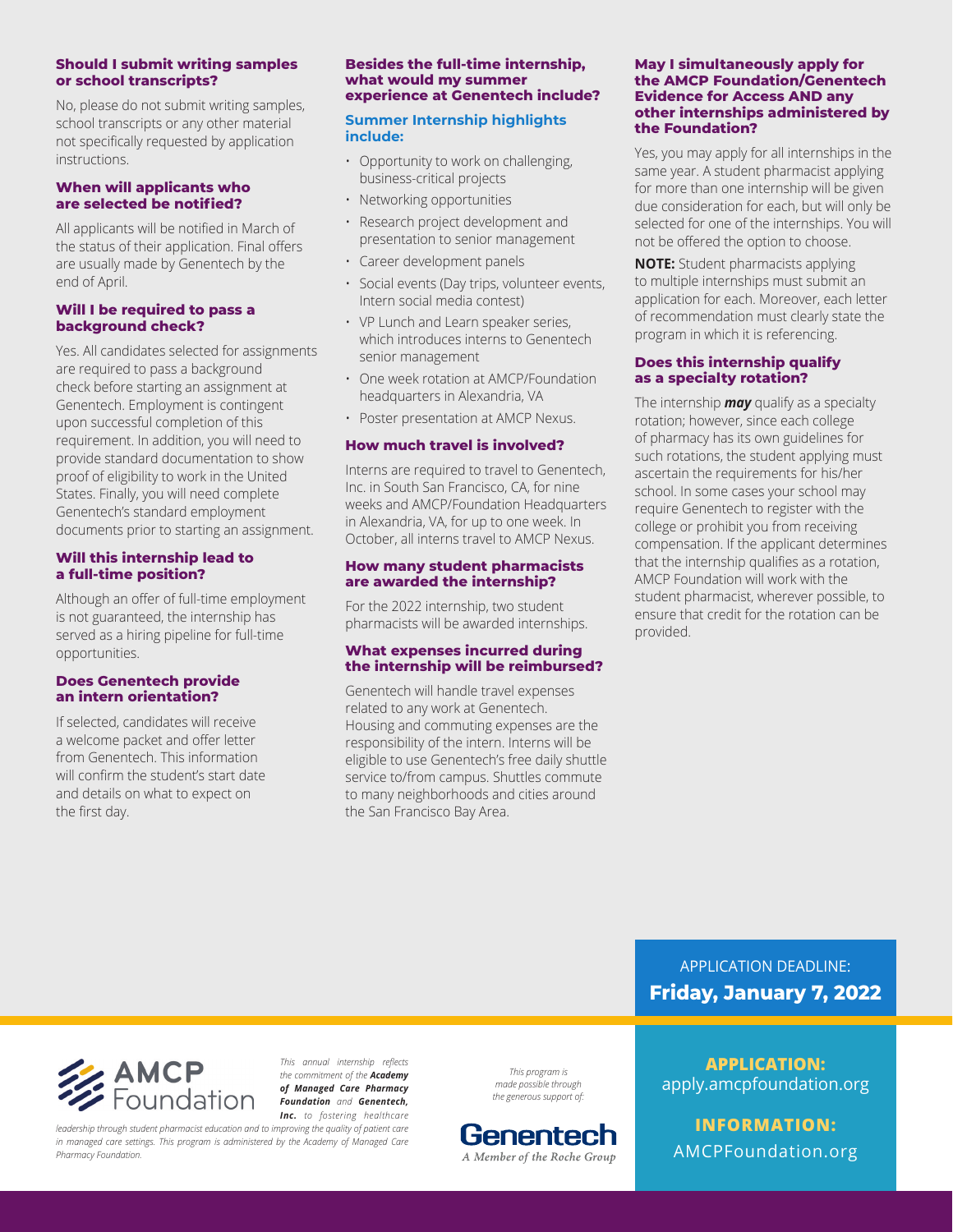### Should I submit writing samples or school transcripts?

No, please do not submit writing samples, school transcripts or any other material not specifically requested by application instructions.

### When will applicants who are selected be notified?

All applicants will be notified in March of the status of their application. Final offers are usually made by Genentech by the end of April.

### Will I be required to pass a background check?

Yes. All candidates selected for assignments are required to pass a background check before starting an assignment at Genentech. Employment is contingent upon successful completion of this requirement. In addition, you will need to provide standard documentation to show proof of eligibility to work in the United States. Finally, you will need complete Genentech's standard employment documents prior to starting an assignment.

### Will this internship lead to a full-time position?

Although an offer of full-time employment is not guaranteed, the internship has served as a hiring pipeline for full-time opportunities.

### Does Genentech provide an intern orientation?

If selected, candidates will receive a welcome packet and offer letter from Genentech. This information will confirm the student's start date and details on what to expect on the first day.

### Besides the full-time internship, what would my summer experience at Genentech include?

**Summer Internship highlights include:**

- Opportunity to work on challenging, business-critical projects
- Networking opportunities
- Research project development and presentation to senior management
- Career development panels
- Social events (Day trips, volunteer events, Intern social media contest)
- VP Lunch and Learn speaker series, which introduces interns to Genentech senior management
- One week rotation at AMCP/Foundation headquarters in Alexandria, VA
- Poster presentation at AMCP Nexus.

### How much travel is involved?

Interns are required to travel to Genentech, Inc. in South San Francisco, CA, for nine weeks and AMCP/Foundation Headquarters in Alexandria, VA, for up to one week. In October, all interns travel to AMCP Nexus.

### How many student pharmacists are awarded the internship?

For the 2022 internship, two student pharmacists will be awarded internships.

### What expenses incurred during the internship will be reimbursed?

Genentech will handle travel expenses related to any work at Genentech. Housing and commuting expenses are the responsibility of the intern. Interns will be eligible to use Genentech's free daily shuttle service to/from campus. Shuttles commute to many neighborhoods and cities around the San Francisco Bay Area.

### May I simultaneously apply for the AMCP Foundation/Genentech Evidence for Access AND any other internships administered by the Foundation?

Yes, you may apply for all internships in the same year. A student pharmacist applying for more than one internship will be given due consideration for each, but will only be selected for one of the internships. You will not be offered the option to choose.

**NOTE:** Student pharmacists applying to multiple internships must submit an application for each. Moreover, each letter of recommendation must clearly state the program in which it is referencing.

### Does this internship qualify as a specialty rotation?

The internship ***may*** qualify as a specialty rotation; however, since each college of pharmacy has its own guidelines for such rotations, the student applying must ascertain the requirements for his/her school. In some cases your school may require Genentech to register with the college or prohibit you from receiving compensation. If the applicant determines that the internship qualifies as a rotation, AMCP Foundation will work with the student pharmacist, wherever possible, to ensure that credit for the rotation can be provided.

APPLICATION DEADLINE:
**Friday, January 7, 2022**

AMCP Foundation

*This annual internship reflects the commitment of the **Academy of Managed Care Pharmacy Foundation** and **Genentech, Inc.** to fostering healthcare leadership through student pharmacist education and to improving the quality of patient care in managed care settings. This program is administered by the Academy of Managed Care Pharmacy Foundation.*

*This program is made possible through the generous support of:*

Genentech
*A Member of the Roche Group*

**APPLICATION:**
apply.amcpfoundation.org

**INFORMATION:**
AMCPFoundation.org